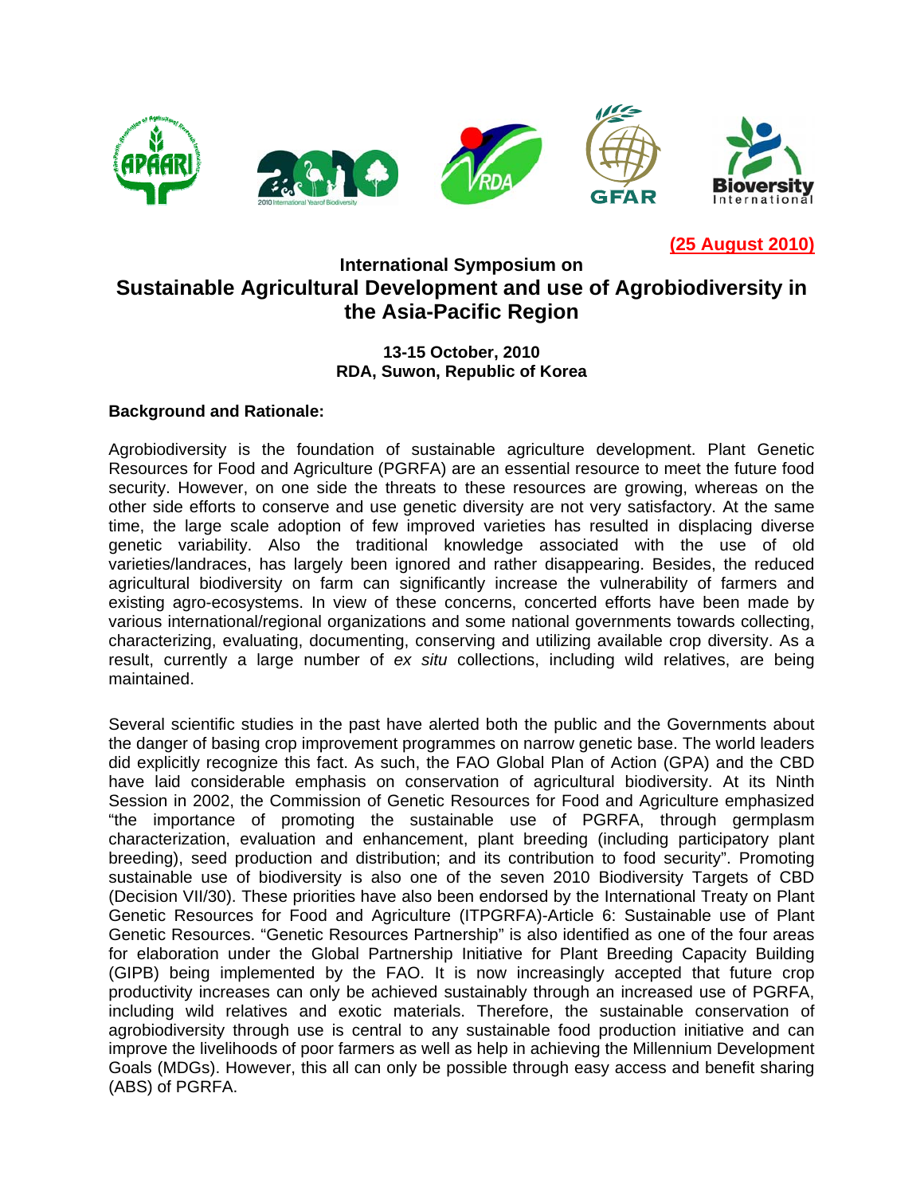**(25 August 2010)**

### International Symposium on

# Sustainable Agricultural Development and use of Agrobiodiversity in the Asia-Pacific Region

**13-15 October, 2010**
**RDA, Suwon, Republic of Korea**

**Background and Rationale:**

Agrobiodiversity is the foundation of sustainable agriculture development. Plant Genetic Resources for Food and Agriculture (PGRFA) are an essential resource to meet the future food security. However, on one side the threats to these resources are growing, whereas on the other side efforts to conserve and use genetic diversity are not very satisfactory. At the same time, the large scale adoption of few improved varieties has resulted in displacing diverse genetic variability. Also the traditional knowledge associated with the use of old varieties/landraces, has largely been ignored and rather disappearing. Besides, the reduced agricultural biodiversity on farm can significantly increase the vulnerability of farmers and existing agro-ecosystems. In view of these concerns, concerted efforts have been made by various international/regional organizations and some national governments towards collecting, characterizing, evaluating, documenting, conserving and utilizing available crop diversity. As a result, currently a large number of *ex situ* collections, including wild relatives, are being maintained.

Several scientific studies in the past have alerted both the public and the Governments about the danger of basing crop improvement programmes on narrow genetic base. The world leaders did explicitly recognize this fact. As such, the FAO Global Plan of Action (GPA) and the CBD have laid considerable emphasis on conservation of agricultural biodiversity. At its Ninth Session in 2002, the Commission of Genetic Resources for Food and Agriculture emphasized "the importance of promoting the sustainable use of PGRFA, through germplasm characterization, evaluation and enhancement, plant breeding (including participatory plant breeding), seed production and distribution; and its contribution to food security". Promoting sustainable use of biodiversity is also one of the seven 2010 Biodiversity Targets of CBD (Decision VII/30). These priorities have also been endorsed by the International Treaty on Plant Genetic Resources for Food and Agriculture (ITPGRFA)-Article 6: Sustainable use of Plant Genetic Resources. "Genetic Resources Partnership" is also identified as one of the four areas for elaboration under the Global Partnership Initiative for Plant Breeding Capacity Building (GIPB) being implemented by the FAO. It is now increasingly accepted that future crop productivity increases can only be achieved sustainably through an increased use of PGRFA, including wild relatives and exotic materials. Therefore, the sustainable conservation of agrobiodiversity through use is central to any sustainable food production initiative and can improve the livelihoods of poor farmers as well as help in achieving the Millennium Development Goals (MDGs). However, this all can only be possible through easy access and benefit sharing (ABS) of PGRFA.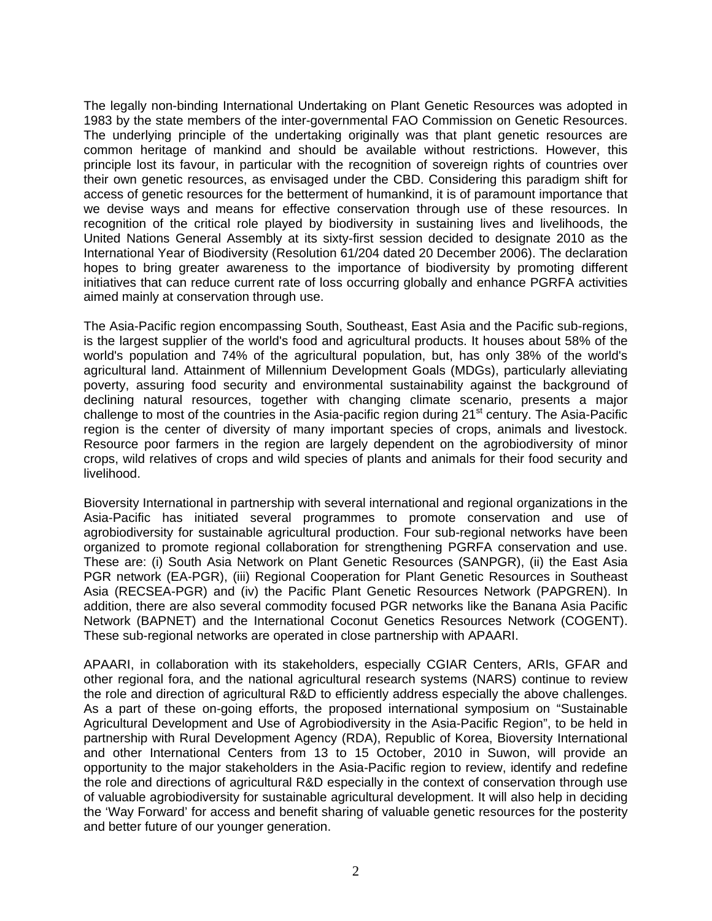The legally non-binding International Undertaking on Plant Genetic Resources was adopted in 1983 by the state members of the inter-governmental FAO Commission on Genetic Resources. The underlying principle of the undertaking originally was that plant genetic resources are common heritage of mankind and should be available without restrictions. However, this principle lost its favour, in particular with the recognition of sovereign rights of countries over their own genetic resources, as envisaged under the CBD. Considering this paradigm shift for access of genetic resources for the betterment of humankind, it is of paramount importance that we devise ways and means for effective conservation through use of these resources. In recognition of the critical role played by biodiversity in sustaining lives and livelihoods, the United Nations General Assembly at its sixty-first session decided to designate 2010 as the International Year of Biodiversity (Resolution 61/204 dated 20 December 2006). The declaration hopes to bring greater awareness to the importance of biodiversity by promoting different initiatives that can reduce current rate of loss occurring globally and enhance PGRFA activities aimed mainly at conservation through use.

The Asia-Pacific region encompassing South, Southeast, East Asia and the Pacific sub-regions, is the largest supplier of the world's food and agricultural products. It houses about 58% of the world's population and 74% of the agricultural population, but, has only 38% of the world's agricultural land. Attainment of Millennium Development Goals (MDGs), particularly alleviating poverty, assuring food security and environmental sustainability against the background of declining natural resources, together with changing climate scenario, presents a major challenge to most of the countries in the Asia-pacific region during 21st century. The Asia-Pacific region is the center of diversity of many important species of crops, animals and livestock. Resource poor farmers in the region are largely dependent on the agrobiodiversity of minor crops, wild relatives of crops and wild species of plants and animals for their food security and livelihood.

Bioversity International in partnership with several international and regional organizations in the Asia-Pacific has initiated several programmes to promote conservation and use of agrobiodiversity for sustainable agricultural production. Four sub-regional networks have been organized to promote regional collaboration for strengthening PGRFA conservation and use. These are: (i) South Asia Network on Plant Genetic Resources (SANPGR), (ii) the East Asia PGR network (EA-PGR), (iii) Regional Cooperation for Plant Genetic Resources in Southeast Asia (RECSEA-PGR) and (iv) the Pacific Plant Genetic Resources Network (PAPGREN). In addition, there are also several commodity focused PGR networks like the Banana Asia Pacific Network (BAPNET) and the International Coconut Genetics Resources Network (COGENT). These sub-regional networks are operated in close partnership with APAARI.

APAARI, in collaboration with its stakeholders, especially CGIAR Centers, ARIs, GFAR and other regional fora, and the national agricultural research systems (NARS) continue to review the role and direction of agricultural R&D to efficiently address especially the above challenges. As a part of these on-going efforts, the proposed international symposium on "Sustainable Agricultural Development and Use of Agrobiodiversity in the Asia-Pacific Region", to be held in partnership with Rural Development Agency (RDA), Republic of Korea, Bioversity International and other International Centers from 13 to 15 October, 2010 in Suwon, will provide an opportunity to the major stakeholders in the Asia-Pacific region to review, identify and redefine the role and directions of agricultural R&D especially in the context of conservation through use of valuable agrobiodiversity for sustainable agricultural development. It will also help in deciding the 'Way Forward' for access and benefit sharing of valuable genetic resources for the posterity and better future of our younger generation.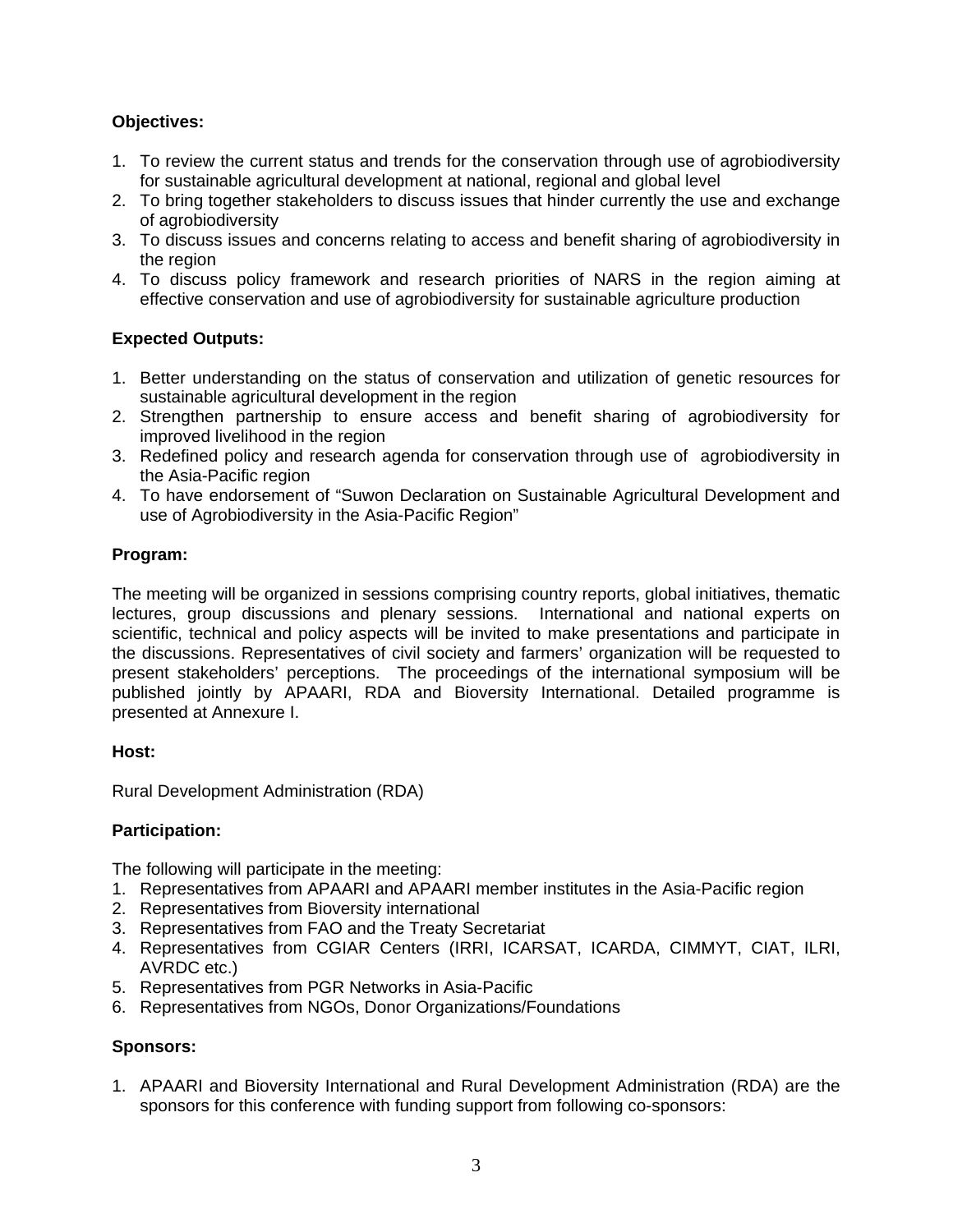**Objectives:**

1. To review the current status and trends for the conservation through use of agrobiodiversity for sustainable agricultural development at national, regional and global level
2. To bring together stakeholders to discuss issues that hinder currently the use and exchange of agrobiodiversity
3. To discuss issues and concerns relating to access and benefit sharing of agrobiodiversity in the region
4. To discuss policy framework and research priorities of NARS in the region aiming at effective conservation and use of agrobiodiversity for sustainable agriculture production

**Expected Outputs:**

1. Better understanding on the status of conservation and utilization of genetic resources for sustainable agricultural development in the region
2. Strengthen partnership to ensure access and benefit sharing of agrobiodiversity for improved livelihood in the region
3. Redefined policy and research agenda for conservation through use of agrobiodiversity in the Asia-Pacific region
4. To have endorsement of "Suwon Declaration on Sustainable Agricultural Development and use of Agrobiodiversity in the Asia-Pacific Region"

**Program:**

The meeting will be organized in sessions comprising country reports, global initiatives, thematic lectures, group discussions and plenary sessions. International and national experts on scientific, technical and policy aspects will be invited to make presentations and participate in the discussions. Representatives of civil society and farmers' organization will be requested to present stakeholders' perceptions. The proceedings of the international symposium will be published jointly by APAARI, RDA and Bioversity International. Detailed programme is presented at Annexure I.

**Host:**

Rural Development Administration (RDA)

**Participation:**

The following will participate in the meeting:

1. Representatives from APAARI and APAARI member institutes in the Asia-Pacific region
2. Representatives from Bioversity international
3. Representatives from FAO and the Treaty Secretariat
4. Representatives from CGIAR Centers (IRRI, ICARSAT, ICARDA, CIMMYT, CIAT, ILRI, AVRDC etc.)
5. Representatives from PGR Networks in Asia-Pacific
6. Representatives from NGOs, Donor Organizations/Foundations

**Sponsors:**

1. APAARI and Bioversity International and Rural Development Administration (RDA) are the sponsors for this conference with funding support from following co-sponsors: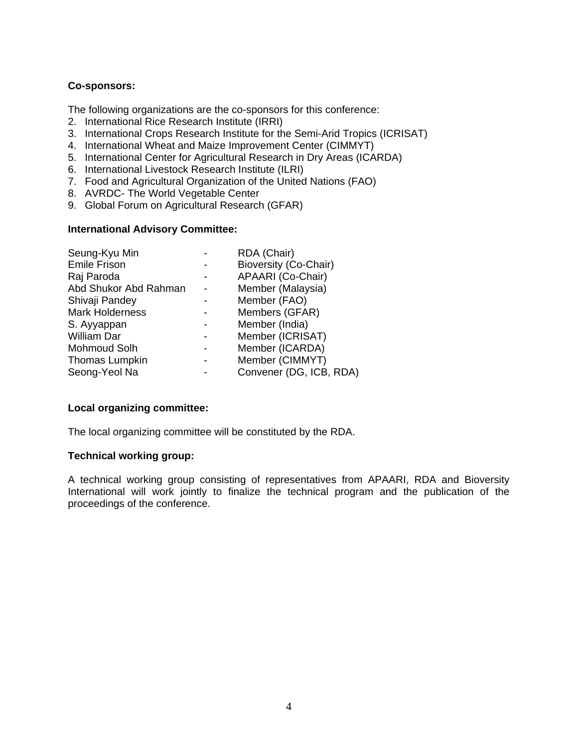**Co-sponsors:**

The following organizations are the co-sponsors for this conference:

2. International Rice Research Institute (IRRI)
3. International Crops Research Institute for the Semi-Arid Tropics (ICRISAT)
4. International Wheat and Maize Improvement Center (CIMMYT)
5. International Center for Agricultural Research in Dry Areas (ICARDA)
6. International Livestock Research Institute (ILRI)
7. Food and Agricultural Organization of the United Nations (FAO)
8. AVRDC- The World Vegetable Center
9. Global Forum on Agricultural Research (GFAR)

**International Advisory Committee:**

| | | |
|---|---|---|
| Seung-Kyu Min | - | RDA (Chair) |
| Emile Frison | - | Bioversity (Co-Chair) |
| Raj Paroda | - | APAARI (Co-Chair) |
| Abd Shukor Abd Rahman | - | Member (Malaysia) |
| Shivaji Pandey | - | Member (FAO) |
| Mark Holderness | - | Members (GFAR) |
| S. Ayyappan | - | Member (India) |
| William Dar | - | Member (ICRISAT) |
| Mohmoud Solh | - | Member (ICARDA) |
| Thomas Lumpkin | - | Member (CIMMYT) |
| Seong-Yeol Na | - | Convener (DG, ICB, RDA) |

**Local organizing committee:**

The local organizing committee will be constituted by the RDA.

**Technical working group:**

A technical working group consisting of representatives from APAARI, RDA and Bioversity International will work jointly to finalize the technical program and the publication of the proceedings of the conference.